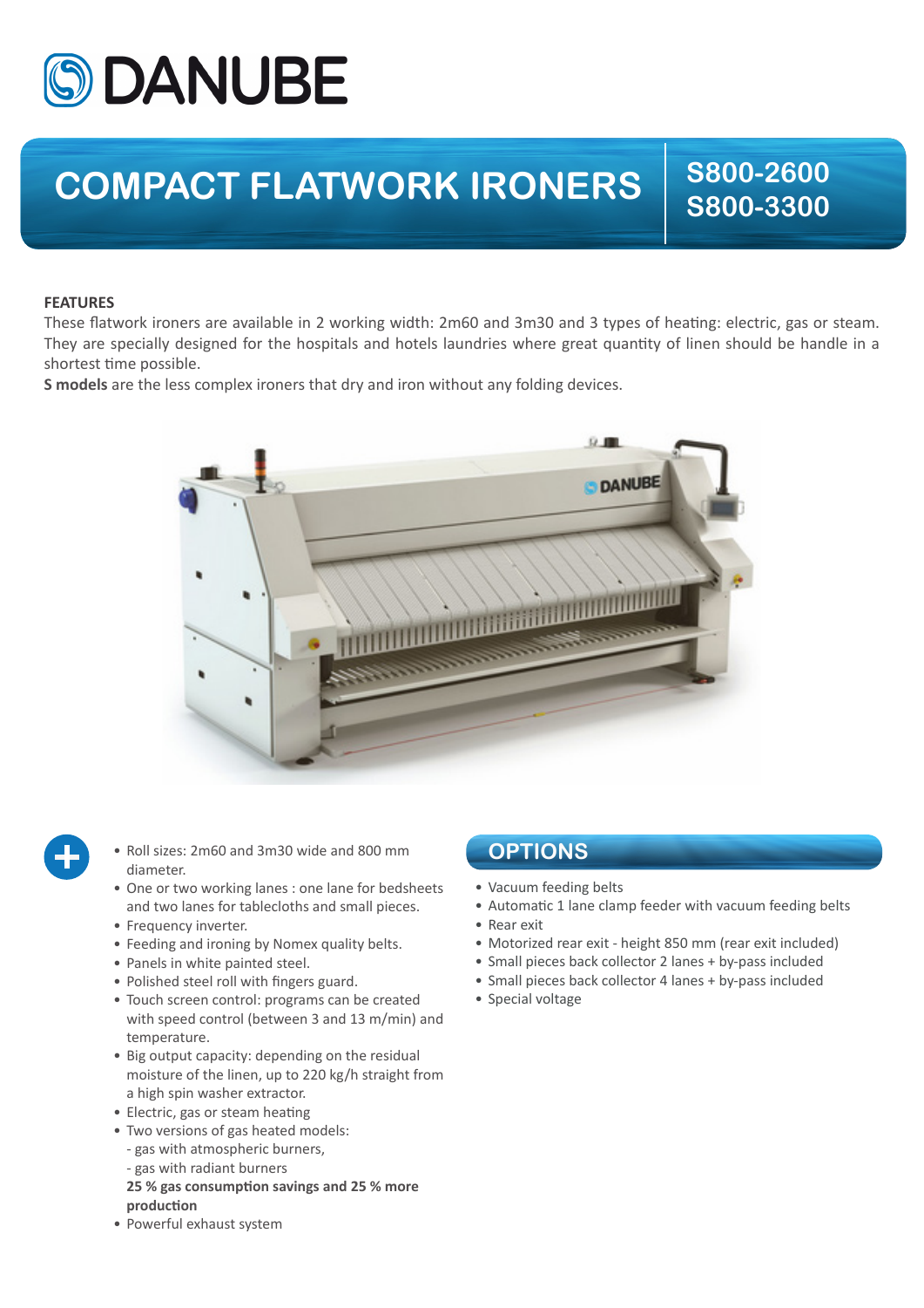# DANUBE

# COMPACT FLATWORK IRONERS

## S800-2600
## S800-3300

**FEATURES**

These flatwork ironers are available in 2 working width: 2m60 and 3m30 and 3 types of heating: electric, gas or steam. They are specially designed for the hospitals and hotels laundries where great quantity of linen should be handle in a shortest time possible.

**S models** are the less complex ironers that dry and iron without any folding devices.

- Roll sizes: 2m60 and 3m30 wide and 800 mm diameter.
- One or two working lanes : one lane for bedsheets and two lanes for tablecloths and small pieces.
- Frequency inverter.
- Feeding and ironing by Nomex quality belts.
- Panels in white painted steel.
- Polished steel roll with fingers guard.
- Touch screen control: programs can be created with speed control (between 3 and 13 m/min) and temperature.
- Big output capacity: depending on the residual moisture of the linen, up to 220 kg/h straight from a high spin washer extractor.
- Electric, gas or steam heating
- Two versions of gas heated models:
  - gas with atmospheric burners,
  - gas with radiant burners

  **25 % gas consumption savings and 25 % more production**
- Powerful exhaust system

## OPTIONS

- Vacuum feeding belts
- Automatic 1 lane clamp feeder with vacuum feeding belts
- Rear exit
- Motorized rear exit - height 850 mm (rear exit included)
- Small pieces back collector 2 lanes + by-pass included
- Small pieces back collector 4 lanes + by-pass included
- Special voltage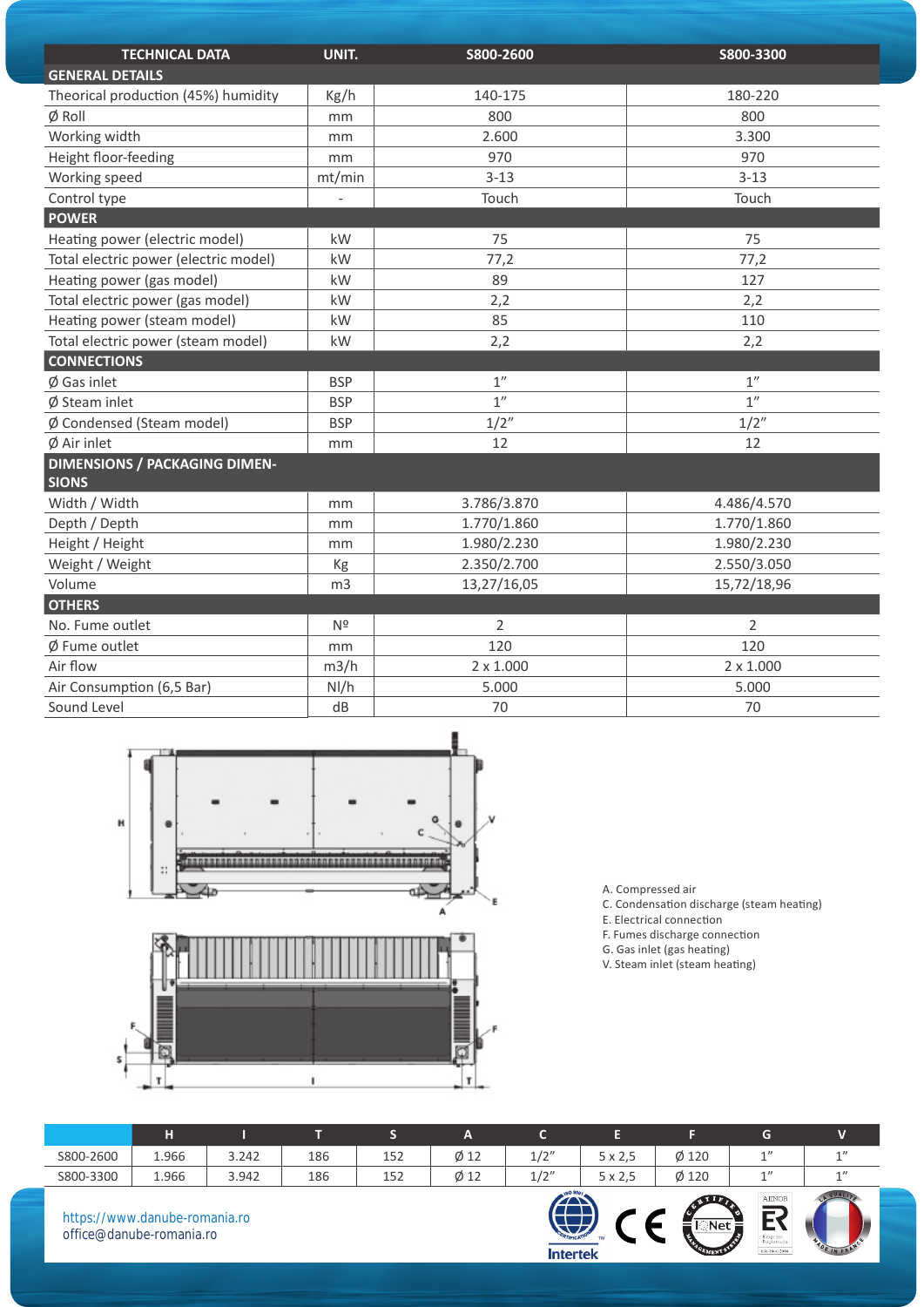| TECHNICAL DATA | UNIT. | S800-2600 | S800-3300 |
|---|---|---|---|
| **GENERAL DETAILS** | | | |
| Theorical production (45%) humidity | Kg/h | 140-175 | 180-220 |
| Ø Roll | mm | 800 | 800 |
| Working width | mm | 2.600 | 3.300 |
| Height floor-feeding | mm | 970 | 970 |
| Working speed | mt/min | 3-13 | 3-13 |
| Control type | - | Touch | Touch |
| **POWER** | | | |
| Heating power (electric model) | kW | 75 | 75 |
| Total electric power (electric model) | kW | 77,2 | 77,2 |
| Heating power (gas model) | kW | 89 | 127 |
| Total electric power (gas model) | kW | 2,2 | 2,2 |
| Heating power (steam model) | kW | 85 | 110 |
| Total electric power (steam model) | kW | 2,2 | 2,2 |
| **CONNECTIONS** | | | |
| Ø Gas inlet | BSP | 1” | 1” |
| Ø Steam inlet | BSP | 1” | 1” |
| Ø Condensed (Steam model) | BSP | 1/2” | 1/2” |
| Ø Air inlet | mm | 12 | 12 |
| **DIMENSIONS / PACKAGING DIMEN-SIONS** | | | |
| Width / Width | mm | 3.786/3.870 | 4.486/4.570 |
| Depth / Depth | mm | 1.770/1.860 | 1.770/1.860 |
| Height / Height | mm | 1.980/2.230 | 1.980/2.230 |
| Weight / Weight | Kg | 2.350/2.700 | 2.550/3.050 |
| Volume | m3 | 13,27/16,05 | 15,72/18,96 |
| **OTHERS** | | | |
| No. Fume outlet | Nº | 2 | 2 |
| Ø Fume outlet | mm | 120 | 120 |
| Air flow | m3/h | 2 x 1.000 | 2 x 1.000 |
| Air Consumption (6,5 Bar) | Nl/h | 5.000 | 5.000 |
| Sound Level | dB | 70 | 70 |

A. Compressed air
C. Condensation discharge (steam heating)
E. Electrical connection
F. Fumes discharge connection
G. Gas inlet (gas heating)
V. Steam inlet (steam heating)

| | H | I | T | S | A | C | E | F | G | V |
|---|---|---|---|---|---|---|---|---|---|---|
| S800-2600 | 1.966 | 3.242 | 186 | 152 | Ø 12 | 1/2” | 5 x 2,5 | Ø 120 | 1” | 1” |
| S800-3300 | 1.966 | 3.942 | 186 | 152 | Ø 12 | 1/2” | 5 x 2,5 | Ø 120 | 1” | 1” |

https://www.danube-romania.ro
office@danube-romania.ro